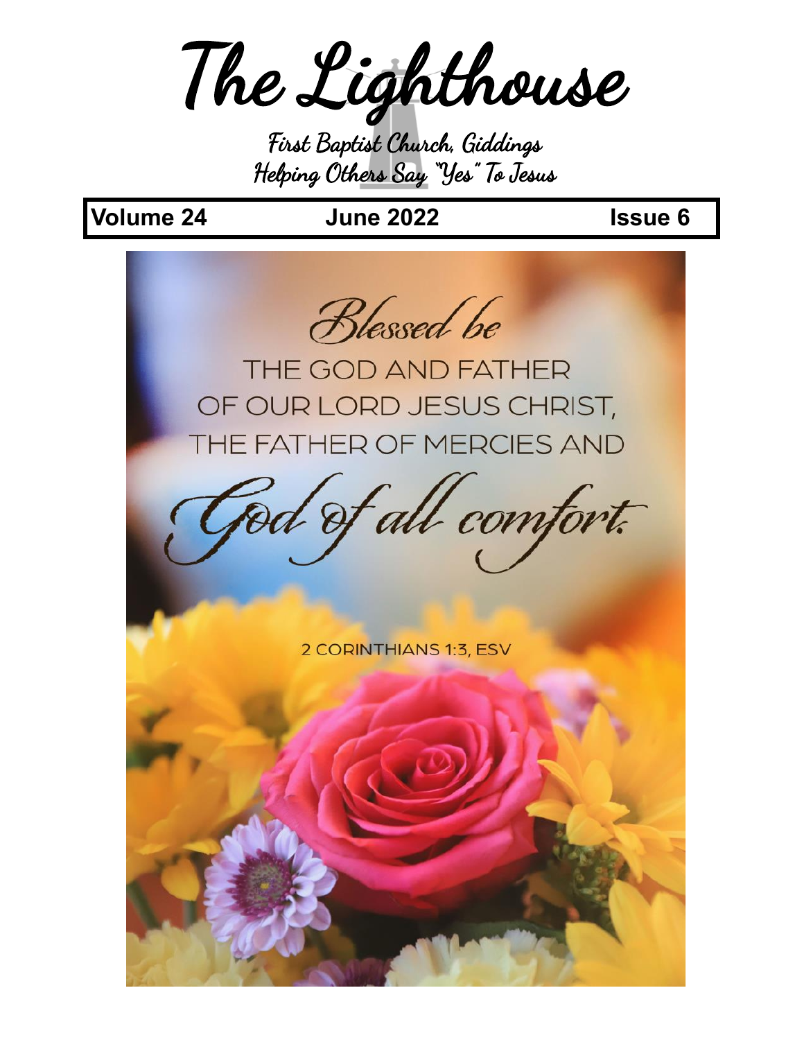# The Lighthouse

**First Baptist Church, Giddings**

*Helping Others Say "Yes" To Jesus*

| Volume 24 | June 2022 | Issue 6 |
|---|---|---|

*Blessed be*

THE GOD AND FATHER OF OUR LORD JESUS CHRIST, THE FATHER OF MERCIES AND

*God of all comfort.*

2 CORINTHIANS 1:3, ESV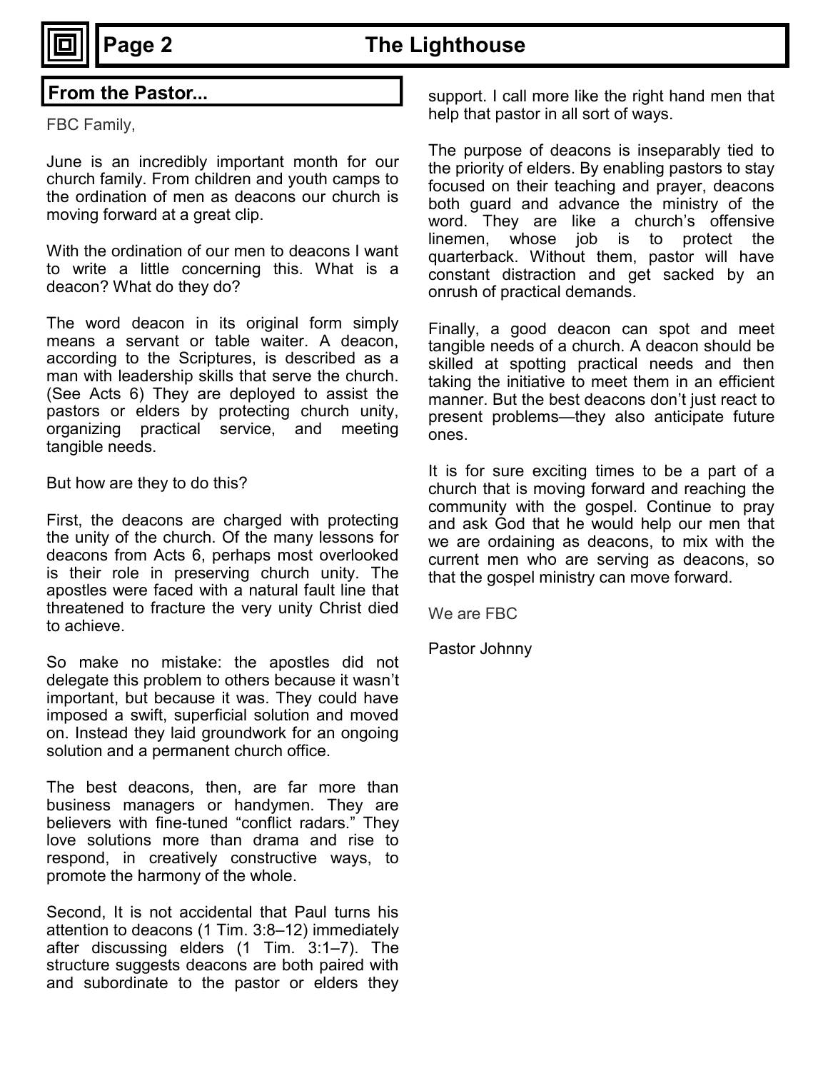## From the Pastor...

FBC Family,

June is an incredibly important month for our church family. From children and youth camps to the ordination of men as deacons our church is moving forward at a great clip.

With the ordination of our men to deacons I want to write a little concerning this. What is a deacon? What do they do?

The word deacon in its original form simply means a servant or table waiter. A deacon, according to the Scriptures, is described as a man with leadership skills that serve the church. (See Acts 6) They are deployed to assist the pastors or elders by protecting church unity, organizing practical service, and meeting tangible needs.

But how are they to do this?

First, the deacons are charged with protecting the unity of the church. Of the many lessons for deacons from Acts 6, perhaps most overlooked is their role in preserving church unity. The apostles were faced with a natural fault line that threatened to fracture the very unity Christ died to achieve.

So make no mistake: the apostles did not delegate this problem to others because it wasn't important, but because it was. They could have imposed a swift, superficial solution and moved on. Instead they laid groundwork for an ongoing solution and a permanent church office.

The best deacons, then, are far more than business managers or handymen. They are believers with fine-tuned "conflict radars." They love solutions more than drama and rise to respond, in creatively constructive ways, to promote the harmony of the whole.

Second, It is not accidental that Paul turns his attention to deacons (1 Tim. 3:8–12) immediately after discussing elders (1 Tim. 3:1–7). The structure suggests deacons are both paired with and subordinate to the pastor or elders they support. I call more like the right hand men that help that pastor in all sort of ways.

The purpose of deacons is inseparably tied to the priority of elders. By enabling pastors to stay focused on their teaching and prayer, deacons both guard and advance the ministry of the word. They are like a church's offensive linemen, whose job is to protect the quarterback. Without them, pastor will have constant distraction and get sacked by an onrush of practical demands.

Finally, a good deacon can spot and meet tangible needs of a church. A deacon should be skilled at spotting practical needs and then taking the initiative to meet them in an efficient manner. But the best deacons don't just react to present problems—they also anticipate future ones.

It is for sure exciting times to be a part of a church that is moving forward and reaching the community with the gospel. Continue to pray and ask God that he would help our men that we are ordaining as deacons, to mix with the current men who are serving as deacons, so that the gospel ministry can move forward.

We are FBC

Pastor Johnny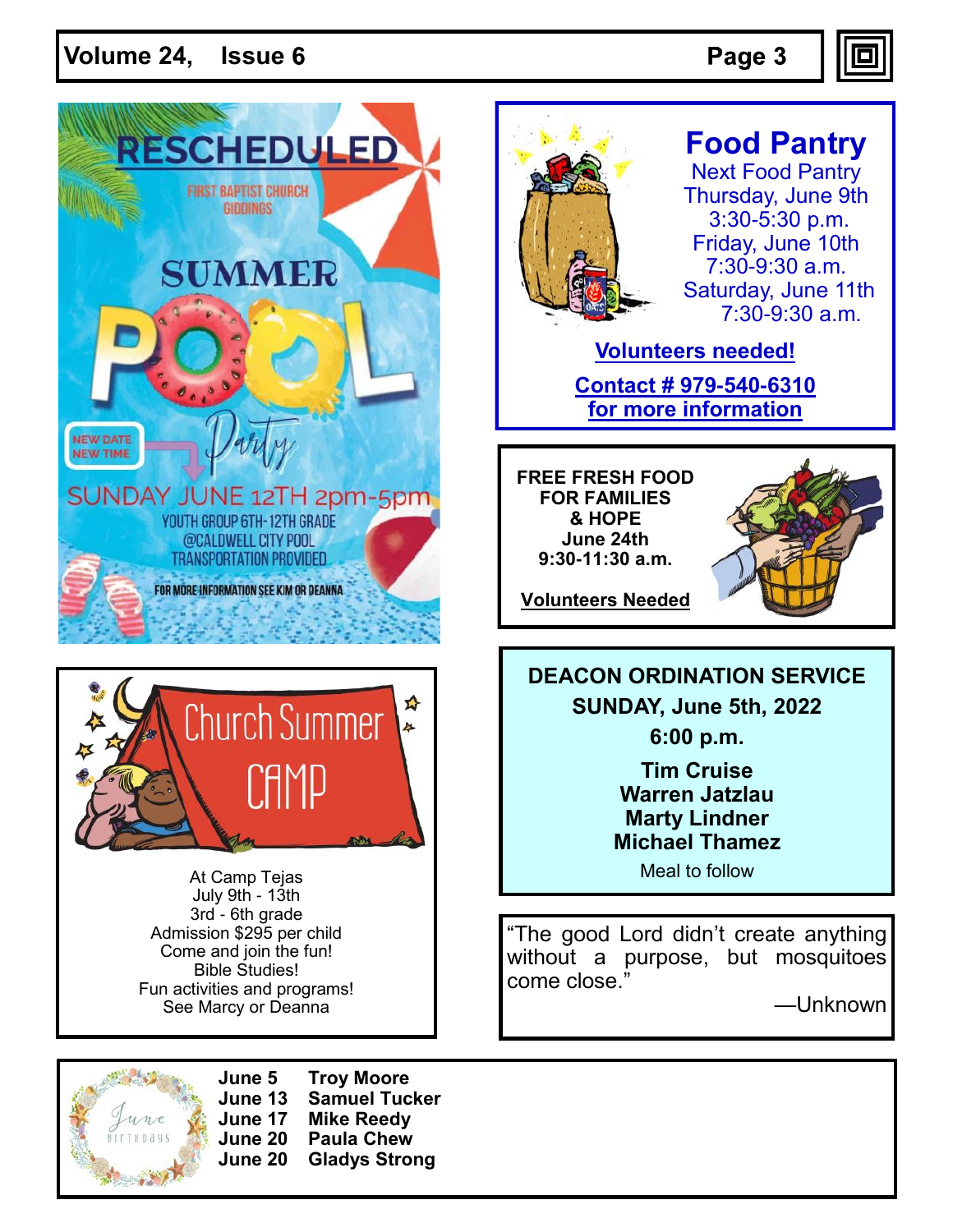# RESCHEDULED

FIRST BAPTIST CHURCH GIDDINGS

## SUMMER POOL Party

NEW DATE NEW TIME

SUNDAY JUNE 12TH 2pm-5pm

YOUTH GROUP 6TH-12TH GRADE

@CALDWELL CITY POOL

TRANSPORTATION PROVIDED

FOR MORE INFORMATION SEE KIM OR DEANNA

## Food Pantry

Next Food Pantry

Thursday, June 9th
3:30-5:30 p.m.

Friday, June 10th
7:30-9:30 a.m.

Saturday, June 11th
7:30-9:30 a.m.

**Volunteers needed!**

**Contact # 979-540-6310 for more information**

**FREE FRESH FOOD FOR FAMILIES & HOPE**
**June 24th**
**9:30-11:30 a.m.**

**Volunteers Needed**

## Church Summer CAMP

At Camp Tejas
July 9th - 13th
3rd - 6th grade
Admission $295 per child
Come and join the fun!
Bible Studies!
Fun activities and programs!
See Marcy or Deanna

**DEACON ORDINATION SERVICE**
**SUNDAY, June 5th, 2022**
**6:00 p.m.**

**Tim Cruise**
**Warren Jatzlau**
**Marty Lindner**
**Michael Thamez**

Meal to follow

"The good Lord didn't create anything without a purpose, but mosquitoes come close."

—Unknown

### June Birthdays

| | |
|---|---|
| **June 5** | **Troy Moore** |
| **June 13** | **Samuel Tucker** |
| **June 17** | **Mike Reedy** |
| **June 20** | **Paula Chew** |
| **June 20** | **Gladys Strong** |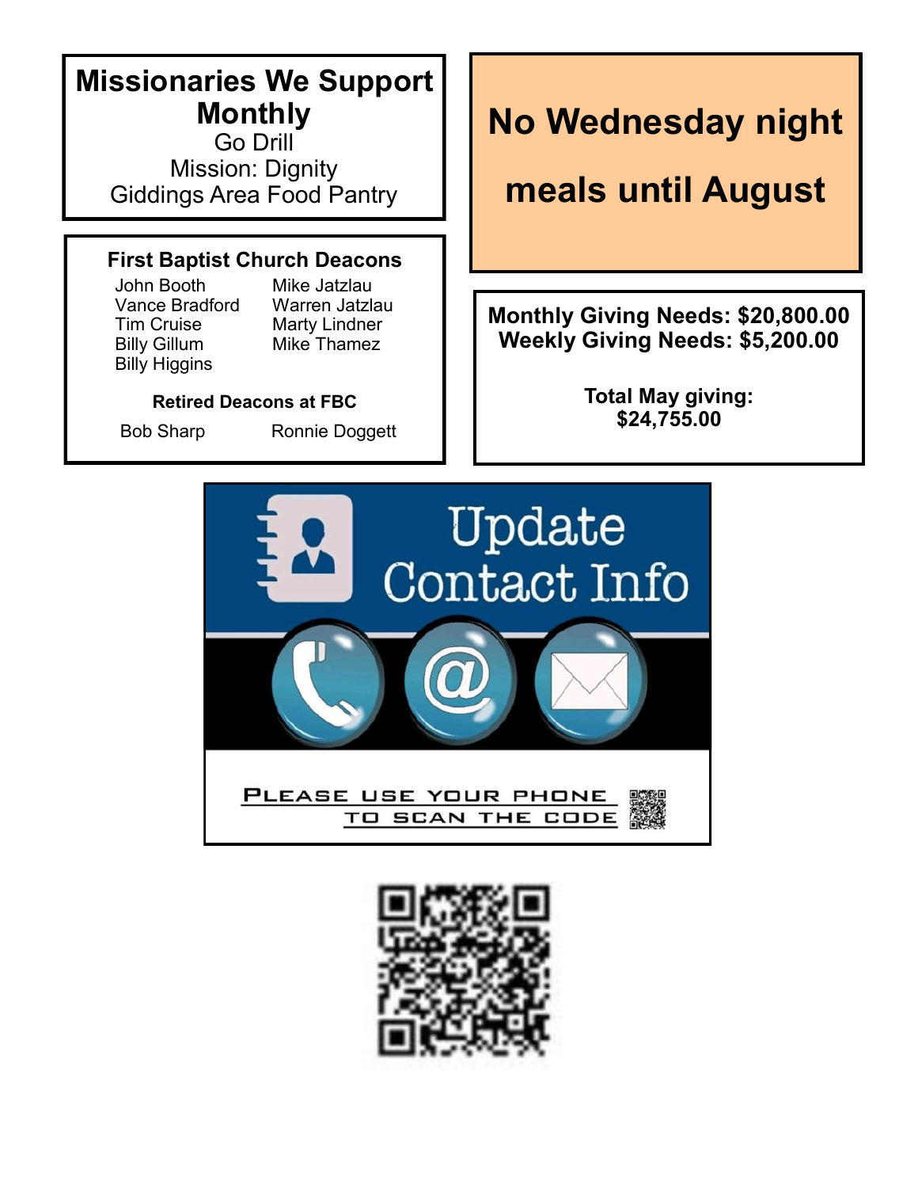## Missionaries We Support Monthly

Go Drill
Mission: Dignity
Giddings Area Food Pantry

## No Wednesday night meals until August

### First Baptist Church Deacons

John Booth
Vance Bradford
Tim Cruise
Billy Gillum
Billy Higgins
Mike Jatzlau
Warren Jatzlau
Marty Lindner
Mike Thamez

**Retired Deacons at FBC**

Bob Sharp
Ronnie Doggett

**Monthly Giving Needs: $20,800.00**
**Weekly Giving Needs: $5,200.00**

**Total May giving:**
**$24,755.00**

## Update Contact Info

PLEASE USE YOUR PHONE TO SCAN THE CODE